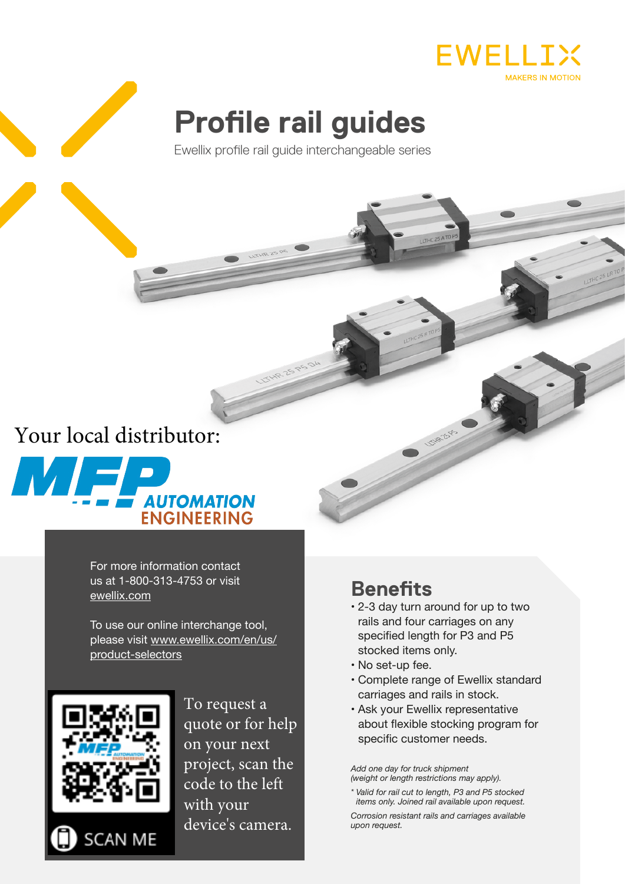EWELLIX
MAKERS IN MOTION

# Profile rail guides

Ewellix profile rail guide interchangeable series

Your local distributor:

MFP AUTOMATION ENGINEERING

For more information contact us at 1-800-313-4753 or visit ewellix.com

To use our online interchange tool, please visit www.ewellix.com/en/us/product-selectors

SCAN ME

To request a quote or for help on your next project, scan the code to the left with your device's camera.

## Benefits

- 2-3 day turn around for up to two rails and four carriages on any specified length for P3 and P5 stocked items only.
- No set-up fee.
- Complete range of Ewellix standard carriages and rails in stock.
- Ask your Ewellix representative about flexible stocking program for specific customer needs.

*Add one day for truck shipment (weight or length restrictions may apply).*

*\* Valid for rail cut to length, P3 and P5 stocked items only. Joined rail available upon request.*

*Corrosion resistant rails and carriages available upon request.*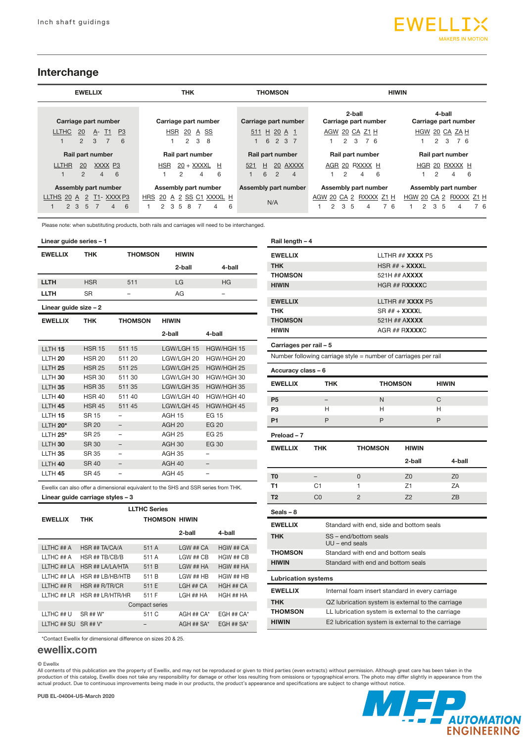## Interchange

| EWELLIX | THK | THOMSON | HIWIN 2-ball | HIWIN 4-ball |
|---|---|---|---|---|
| **Carriage part number** | **Carriage part number** | **Carriage part number** | **2-ball Carriage part number** | **4-ball Carriage part number** |
| LLTHC 20 A- T1 P3 (1 2 3 7 6) | HSR 20 A SS (1 2 3 8) | 511 H 20 A 1 (1 6 2 3 7) | AGW 20 CA Z1 H (1 2 3 7 6) | HGW 20 CA ZA H (1 2 3 7 6) |
| **Rail part number** | **Rail part number** | **Rail part number** | **Rail part number** | **Rail part number** |
| LLTHR 20 XXXX P3 (1 2 4 6) | HSR 20 + XXXXL H (1 2 4 6) | 521 H 20 AXXXX (1 6 2 4) | AGR 20 RXXXX H (1 2 4 6) | HGR 20 RXXXX H (1 2 4 6) |
| **Assembly part number** | **Assembly part number** | **Assembly part number** | **Assembly part number** | **Assembly part number** |
| LLTHS 20 A 2 T1- XXXX P3 (1 2 3 5 7 4 6) | HRS 20 A 2 SS C1 XXXXL H (1 2 3 5 8 7 4 6) | N/A | AGW 20 CA 2 RXXXX Z1 H (1 2 3 5 4 7 6) | HGW 20 CA 2 RXXXX Z1 H (1 2 3 5 4 7 6) |

Please note: when substituting products, both rails and carriages will need to be interchanged.

**Linear guide series – 1**

| EWELLIX | THK | THOMSON | HIWIN 2-ball | HIWIN 4-ball |
|---|---|---|---|---|
| LLTH | HSR | 511 | LG | HG |
| LLTH | SR | – | AG | – |

**Linear guide size – 2**

| EWELLIX | THK | THOMSON | HIWIN 2-ball | HIWIN 4-ball |
|---|---|---|---|---|
| LLTH **15** | HSR 15 | 511 15 | LGW/LGH 15 | HGW/HGH 15 |
| LLTH **20** | HSR 20 | 511 20 | LGW/LGH 20 | HGW/HGH 20 |
| LLTH **25** | HSR 25 | 511 25 | LGW/LGH 25 | HGW/HGH 25 |
| LLTH **30** | HSR 30 | 511 30 | LGW/LGH 30 | HGW/HGH 30 |
| LLTH **35** | HSR 35 | 511 35 | LGW/LGH 35 | HGW/HGH 35 |
| LLTH **40** | HSR 40 | 511 40 | LGW/LGH 40 | HGW/HGH 40 |
| LLTH **45** | HSR 45 | 511 45 | LGW/LGH 45 | HGW/HGH 45 |
| LLTH **15** | SR 15 | – | AGH 15 | EG 15 |
| LLTH **20*** | SR 20 | – | AGH 20 | EG 20 |
| LLTH **25*** | SR 25 | – | AGH 25 | EG 25 |
| LLTH **30** | SR 30 | – | AGH 30 | EG 30 |
| LLTH **35** | SR 35 | – | AGH 35 | – |
| LLTH **40** | SR 40 | – | AGH 40 | – |
| LLTH **45** | SR 45 | – | AGH 45 | – |

Ewellix can also offer a dimensional equivalent to the SHS and SSR series from THK.

**Linear guide carriage styles – 3**

| EWELLIX | THK | THOMSON | HIWIN 2-ball | HIWIN 4-ball |
|---|---|---|---|---|
| LLTHC Series | | | | |
| LLTHC ## A | HSR ## TA/CA/A | 511 A | LGW ## CA | HGW ## CA |
| LLTHC ## A | HSR ## TB/CB/B | 511 A | LGW ## CB | HGW ## CB |
| LLTHC ## LA | HSR ## LA/LA/HTA | 511 B | LGW ## HA | HGW ## HA |
| LLTHC ## LA | HSR ## LB/HB/HTB | 511 B | LGW ## HB | HGW ## HB |
| LLTHC ## R | HSR ## R/TR/CR | 511 E | LGH ## CA | HGH ## CA |
| LLTHC ## LR | HSR ## LR/HTR/HR | 511 F | LGH ## HA | HGH ## HA |
| Compact series | | | | |
| LLTHC ## U | SR ## W* | 511 C | AGH ## CA* | EGH ## CA* |
| LLTHC ## SU | SR ## V* | – | AGH ## SA* | EGH ## SA* |

*Contact Ewellix for dimensional difference on sizes 20 & 25.

**Rail length – 4**

| | |
|---|---|
| EWELLIX | LLTHR ## **XXXX** P5 |
| THK | HSR ## + **XXXX**L |
| THOMSON | 521H ## A**XXXX** |
| HIWIN | HGR ## R**XXXX**C |
| EWELLIX | LLTHR ## **XXXX** P5 |
| THK | SR ## + **XXXX**L |
| THOMSON | 521H ## A**XXXX** |
| HIWIN | AGR ## R**XXXX**C |

**Carriages per rail – 5**

Number following carriage style = number of carriages per rail

**Accuracy class – 6**

| EWELLIX | THK | THOMSON | HIWIN |
|---|---|---|---|
| **P5** | – | N | C |
| **P3** | H | H | H |
| **P1** | P | P | P |

**Preload – 7**

| EWELLIX | THK | THOMSON | HIWIN 2-ball | HIWIN 4-ball |
|---|---|---|---|---|
| **T0** | – | 0 | Z0 | Z0 |
| **T1** | C1 | 1 | Z1 | ZA |
| **T2** | C0 | 2 | Z2 | ZB |

**Seals – 8**

| | |
|---|---|
| EWELLIX | Standard with end, side and bottom seals |
| THK | SS – end/bottom seals<br>UU – end seals |
| THOMSON | Standard with end and bottom seals |
| HIWIN | Standard with end and bottom seals |

**Lubrication systems**

| | |
|---|---|
| EWELLIX | Internal foam insert standard in every carriage |
| THK | QZ lubrication system is external to the carriage |
| THOMSON | LL lubrication system is external to the carriage |
| HIWIN | E2 lubrication system is external to the carriage |

**ewellix.com**

© Ewellix

All contents of this publication are the property of Ewellix, and may not be reproduced or given to third parties (even extracts) without permission. Although great care has been taken in the production of this catalog, Ewellix does not take any responsibility for damage or other loss resulting from omissions or typographical errors. The photo may differ slightly in appearance from the actual product. Due to continuous improvements being made in our products, the product's appearance and specifications are subject to change without notice.

PUB EL-04004-US-March 2020